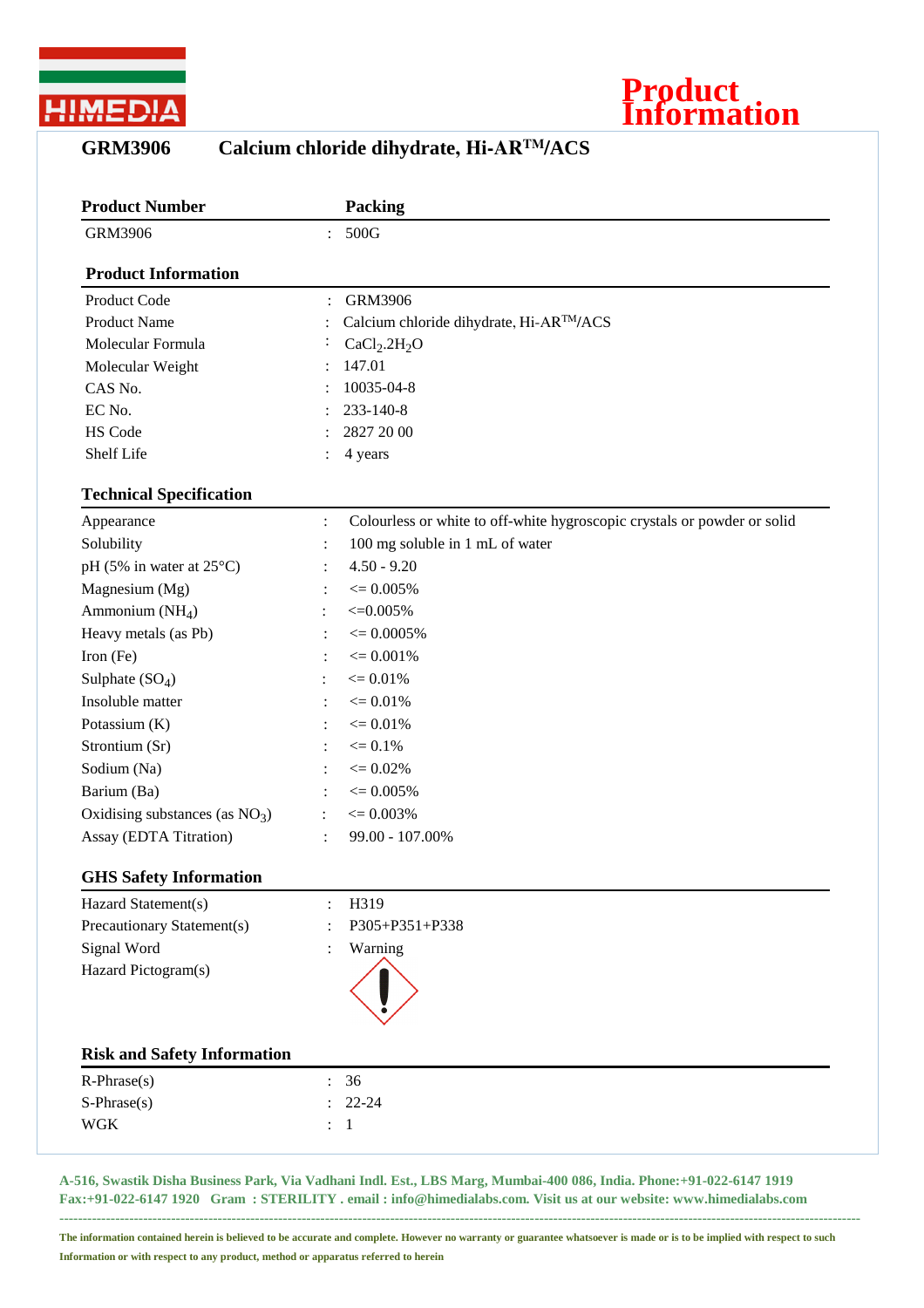# Product Information

## GRM3906 Calcium chloride dihydrate, Hi-AR$^{TM}$/ACS

| Product Number | | Packing |
|---|---|---|
| GRM3906 | : | 500G |

### Product Information

| | | |
|---|---|---|
| Product Code | : | GRM3906 |
| Product Name | : | Calcium chloride dihydrate, Hi-AR$^{TM}$/ACS |
| Molecular Formula | : | $CaCl_2.2H_2O$ |
| Molecular Weight | : | 147.01 |
| CAS No. | : | 10035-04-8 |
| EC No. | : | 233-140-8 |
| HS Code | : | 2827 20 00 |
| Shelf Life | : | 4 years |

### Technical Specification

| | | |
|---|---|---|
| Appearance | : | Colourless or white to off-white hygroscopic crystals or powder or solid |
| Solubility | : | 100 mg soluble in 1 mL of water |
| pH (5% in water at 25°C) | : | 4.50 - 9.20 |
| Magnesium (Mg) | : | <= 0.005% |
| Ammonium ($NH_4$) | : | <=0.005% |
| Heavy metals (as Pb) | : | <= 0.0005% |
| Iron (Fe) | : | <= 0.001% |
| Sulphate ($SO_4$) | : | <= 0.01% |
| Insoluble matter | : | <= 0.01% |
| Potassium (K) | : | <= 0.01% |
| Strontium (Sr) | : | <= 0.1% |
| Sodium (Na) | : | <= 0.02% |
| Barium (Ba) | : | <= 0.005% |
| Oxidising substances (as $NO_3$) | : | <= 0.003% |
| Assay (EDTA Titration) | : | 99.00 - 107.00% |

### GHS Safety Information

| | | |
|---|---|---|
| Hazard Statement(s) | : | H319 |
| Precautionary Statement(s) | : | P305+P351+P338 |
| Signal Word | : | Warning |
| Hazard Pictogram(s) | | |

### Risk and Safety Information

| | | |
|---|---|---|
| R-Phrase(s) | : | 36 |
| S-Phrase(s) | : | 22-24 |
| WGK | : | 1 |

**A-516, Swastik Disha Business Park, Via Vadhani Indl. Est., LBS Marg, Mumbai-400 086, India. Phone:+91-022-6147 1919 Fax:+91-022-6147 1920 Gram : STERILITY . email : info@himedialabs.com. Visit us at our website: www.himedialabs.com**

**The information contained herein is believed to be accurate and complete. However no warranty or guarantee whatsoever is made or is to be implied with respect to such Information or with respect to any product, method or apparatus referred to herein**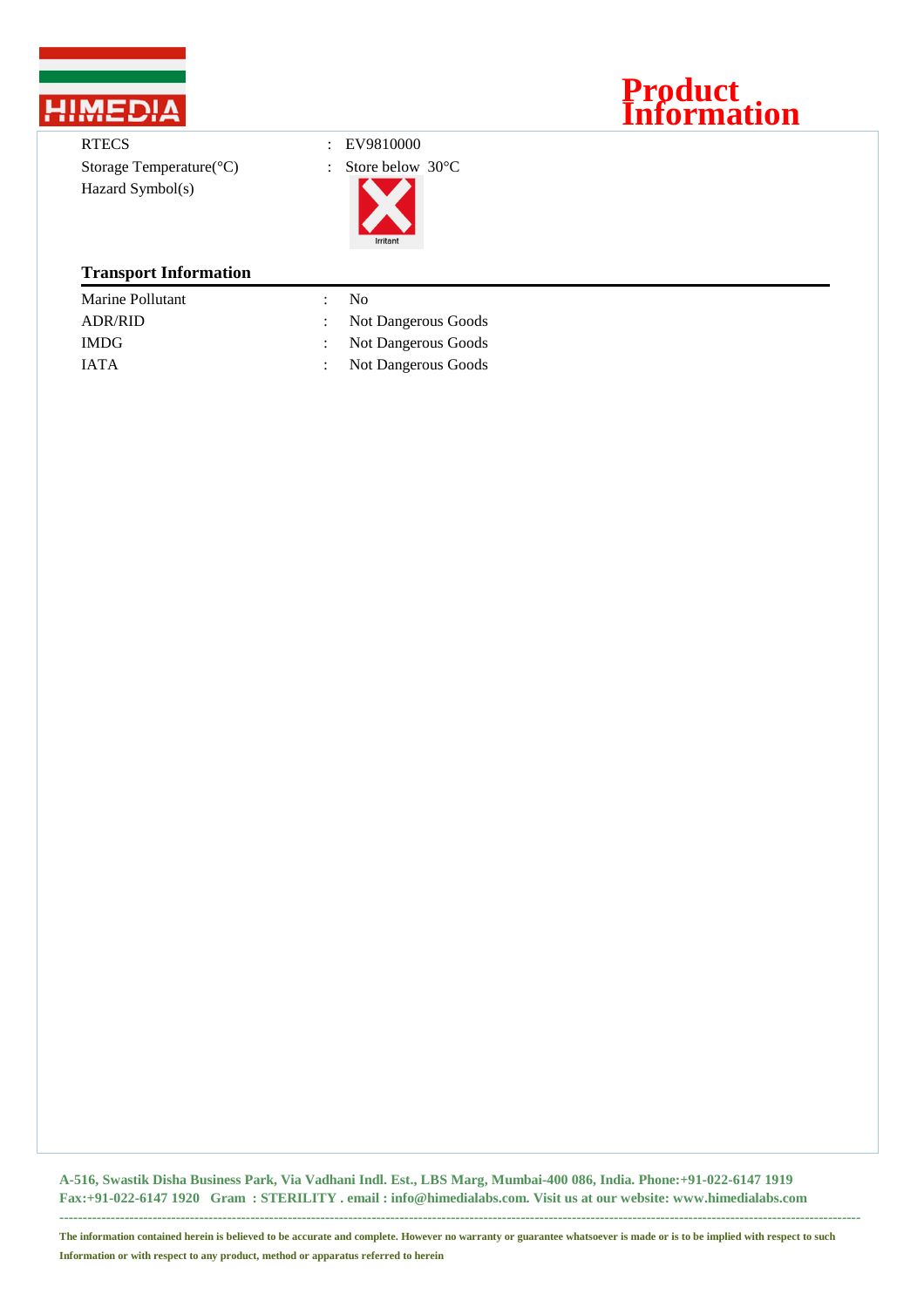| | | |
|---|---|---|
| RTECS | : | EV9810000 |
| Storage Temperature(°C) | : | Store below 30°C |
| Hazard Symbol(s) | | Irritant |

## Transport Information

| | | |
|---|---|---|
| Marine Pollutant | : | No |
| ADR/RID | : | Not Dangerous Goods |
| IMDG | : | Not Dangerous Goods |
| IATA | : | Not Dangerous Goods |

**A-516, Swastik Disha Business Park, Via Vadhani Indl. Est., LBS Marg, Mumbai-400 086, India. Phone:+91-022-6147 1919 Fax:+91-022-6147 1920 Gram : STERILITY . email : info@himedialabs.com. Visit us at our website: www.himedialabs.com**

**The information contained herein is believed to be accurate and complete. However no warranty or guarantee whatsoever is made or is to be implied with respect to such Information or with respect to any product, method or apparatus referred to herein**